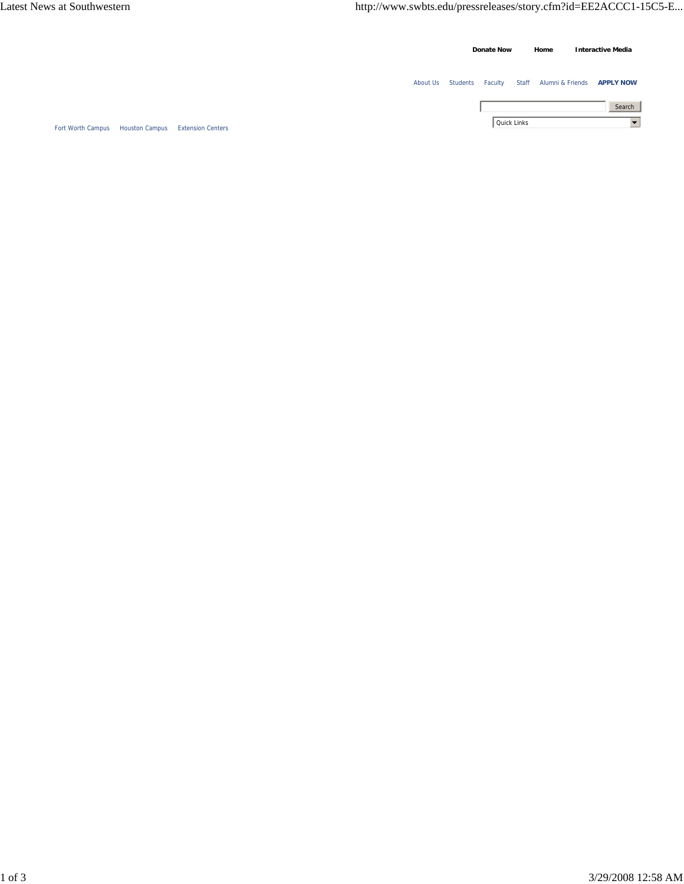**Donate Now** **Home** **Interactive Media**

About Us | Students | Faculty | Staff | Alumni & Friends | **APPLY NOW**

Search

Quick Links

Fort Worth Campus | Houston Campus | Extension Centers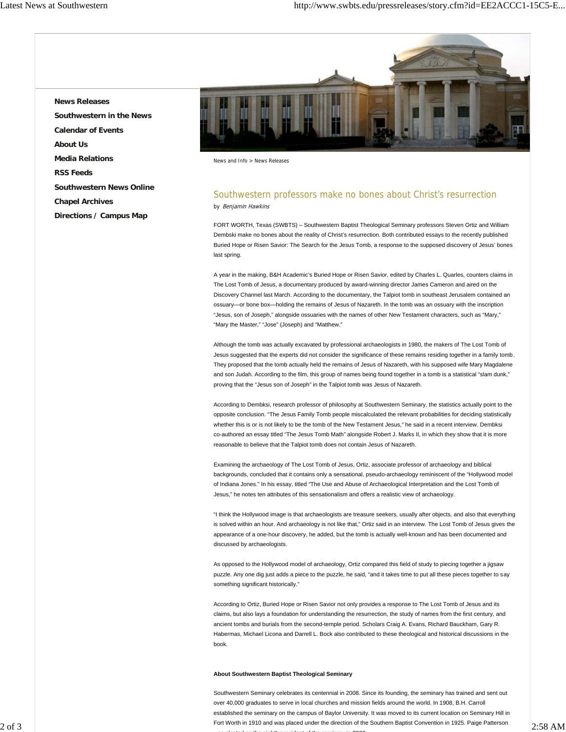- News Releases
- Southwestern in the News
- Calendar of Events
- About Us
- Media Relations
- RSS Feeds
- Southwestern News Online
- Chapel Archives
- Directions / Campus Map

News and Info > News Releases

## Southwestern professors make no bones about Christ's resurrection

by *Benjamin Hawkins*

FORT WORTH, Texas (SWBTS) – Southwestern Baptist Theological Seminary professors Steven Ortiz and William Dembski make no bones about the reality of Christ's resurrection. Both contributed essays to the recently published Buried Hope or Risen Savior: The Search for the Jesus Tomb, a response to the supposed discovery of Jesus' bones last spring.

A year in the making, B&H Academic's Buried Hope or Risen Savior, edited by Charles L. Quarles, counters claims in The Lost Tomb of Jesus, a documentary produced by award-winning director James Cameron and aired on the Discovery Channel last March. According to the documentary, the Talpiot tomb in southeast Jerusalem contained an ossuary—or bone box—holding the remains of Jesus of Nazareth. In the tomb was an ossuary with the inscription "Jesus, son of Joseph," alongside ossuaries with the names of other New Testament characters, such as "Mary," "Mary the Master," "Jose" (Joseph) and "Matthew."

Although the tomb was actually excavated by professional archaeologists in 1980, the makers of The Lost Tomb of Jesus suggested that the experts did not consider the significance of these remains residing together in a family tomb. They proposed that the tomb actually held the remains of Jesus of Nazareth, with his supposed wife Mary Magdalene and son Judah. According to the film, this group of names being found together in a tomb is a statistical "slam dunk," proving that the "Jesus son of Joseph" in the Talpiot tomb was Jesus of Nazareth.

According to Dembksi, research professor of philosophy at Southwestern Seminary, the statistics actually point to the opposite conclusion. "The Jesus Family Tomb people miscalculated the relevant probabilities for deciding statistically whether this is or is not likely to be the tomb of the New Testament Jesus," he said in a recent interview. Dembksi co-authored an essay titled "The Jesus Tomb Math" alongside Robert J. Marks II, in which they show that it is more reasonable to believe that the Talpiot tomb does not contain Jesus of Nazareth.

Examining the archaeology of The Lost Tomb of Jesus, Ortiz, associate professor of archaeology and biblical backgrounds, concluded that it contains only a sensational, pseudo-archaeology reminiscent of the "Hollywood model of Indiana Jones." In his essay, titled "The Use and Abuse of Archaeological Interpretation and the Lost Tomb of Jesus," he notes ten attributes of this sensationalism and offers a realistic view of archaeology.

"I think the Hollywood image is that archaeologists are treasure seekers, usually after objects, and also that everything is solved within an hour. And archaeology is not like that," Ortiz said in an interview. The Lost Tomb of Jesus gives the appearance of a one-hour discovery, he added, but the tomb is actually well-known and has been documented and discussed by archaeologists.

As opposed to the Hollywood model of archaeology, Ortiz compared this field of study to piecing together a jigsaw puzzle. Any one dig just adds a piece to the puzzle, he said, "and it takes time to put all these pieces together to say something significant historically."

According to Ortiz, Buried Hope or Risen Savior not only provides a response to The Lost Tomb of Jesus and its claims, but also lays a foundation for understanding the resurrection, the study of names from the first century, and ancient tombs and burials from the second-temple period. Scholars Craig A. Evans, Richard Bauckham, Gary R. Habermas, Michael Licona and Darrell L. Bock also contributed to these theological and historical discussions in the book.

**About Southwestern Baptist Theological Seminary**

Southwestern Seminary celebrates its centennial in 2008. Since its founding, the seminary has trained and sent out over 40,000 graduates to serve in local churches and mission fields around the world. In 1908, B.H. Carroll established the seminary on the campus of Baylor University. It was moved to its current location on Seminary Hill in Fort Worth in 1910 and was placed under the direction of the Southern Baptist Convention in 1925. Paige Patterson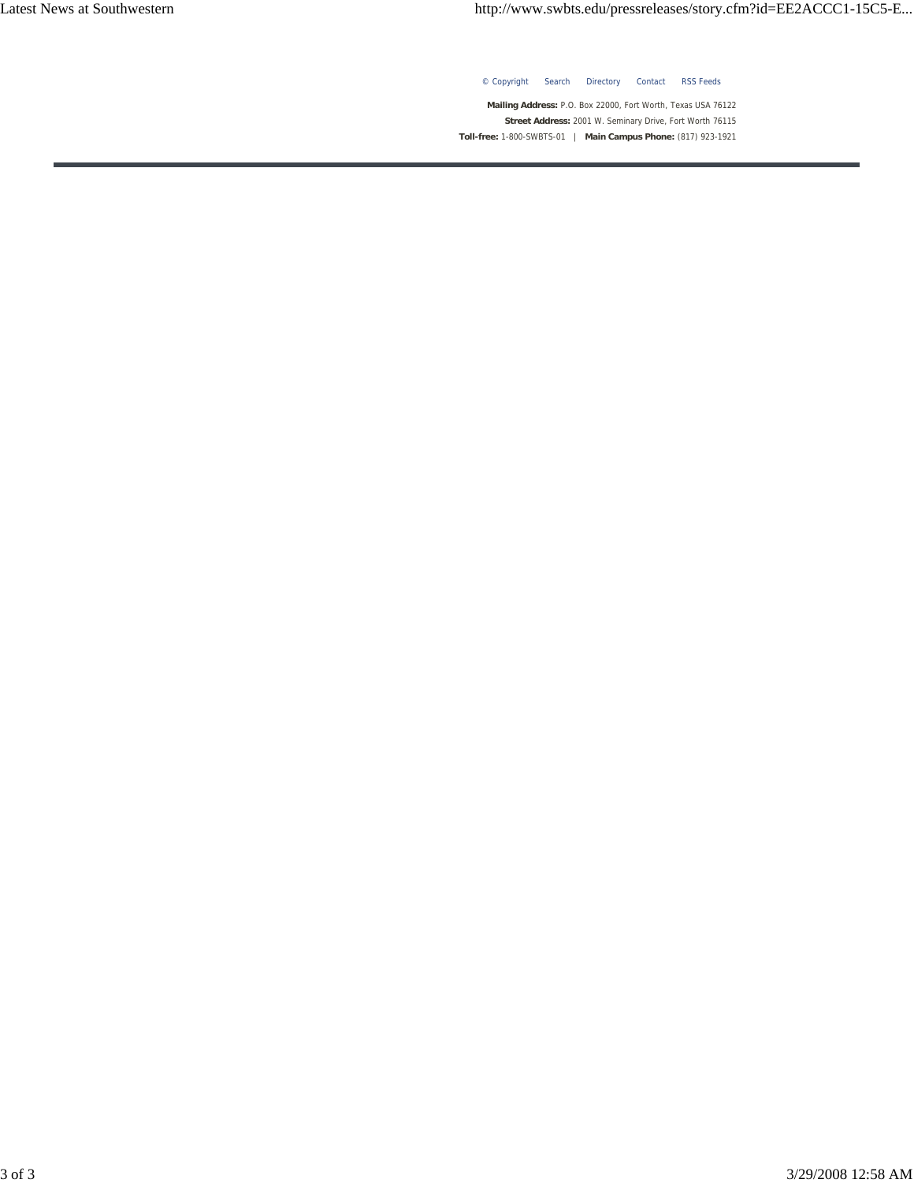© Copyright  Search  Directory  Contact  RSS Feeds

**Mailing Address:** P.O. Box 22000, Fort Worth, Texas USA 76122

**Street Address:** 2001 W. Seminary Drive, Fort Worth 76115

**Toll-free:** 1-800-SWBTS-01 | **Main Campus Phone:** (817) 923-1921